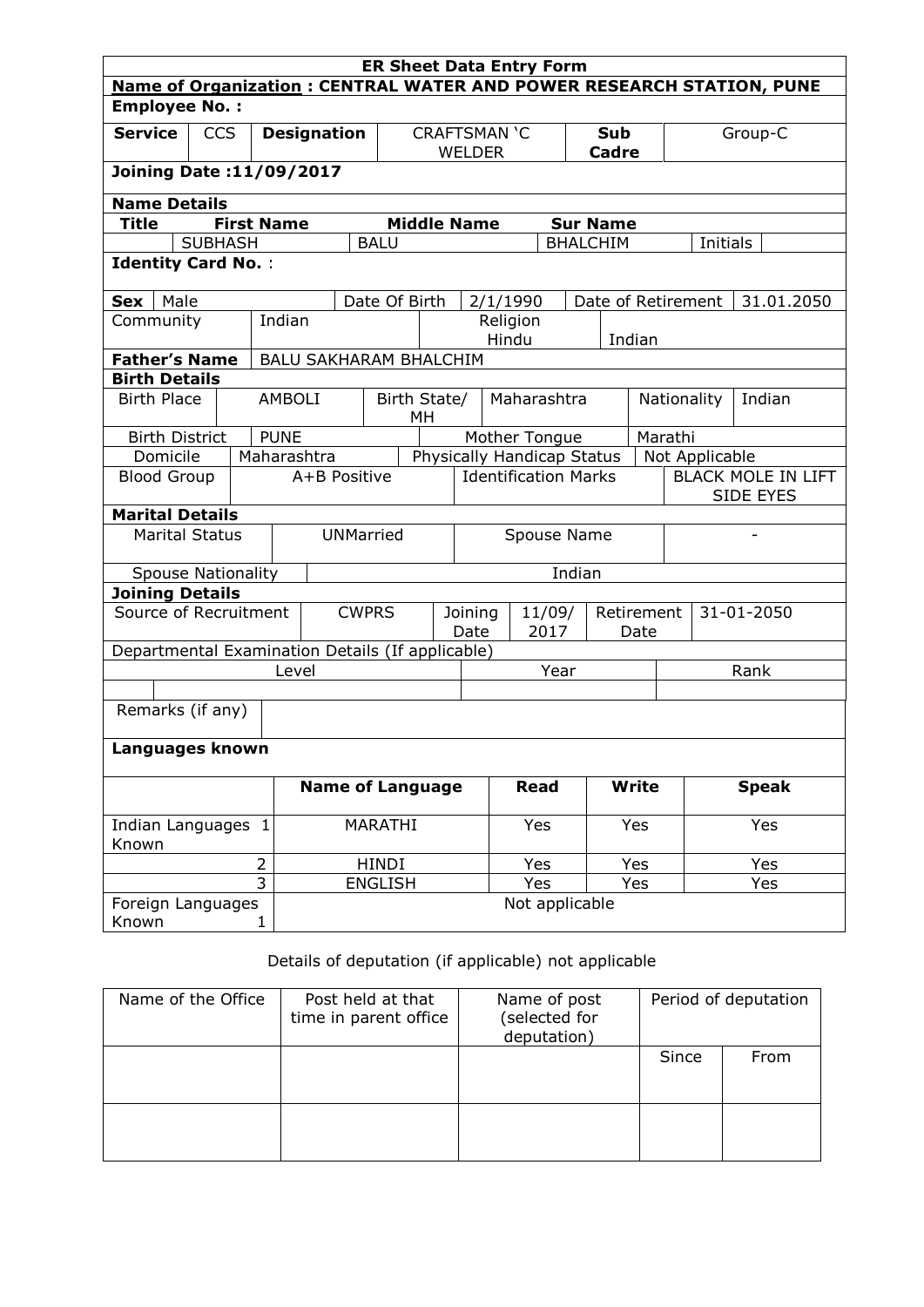# ER Sheet Data Entry Form

**Name of Organization : CENTRAL WATER AND POWER RESEARCH STATION, PUNE**

**Employee No. :**

| **Service** | CCS | **Designation** | CRAFTSMAN 'C WELDER | **Sub Cadre** | Group-C |
|---|---|---|---|---|---|

**Joining Date :11/09/2017**

**Name Details**

| **Title** | **First Name** | **Middle Name** | **Sur Name** | | |
|---|---|---|---|---|---|
| | SUBHASH | BALU | BHALCHIM | Initials | |

**Identity Card No.** :

| **Sex** | Male | Date Of Birth | 2/1/1990 | Date of Retirement | 31.01.2050 |
|---|---|---|---|---|---|
| Community | Indian | Religion Hindu | Indian | | |

| **Father's Name** | BALU SAKHARAM BHALCHIM |
|---|---|

**Birth Details**

| Birth Place | AMBOLI | Birth State/ MH | Maharashtra | Nationality | Indian |
|---|---|---|---|---|---|
| Birth District | PUNE | Mother Tongue | Marathi | | |
| Domicile | Maharashtra | Physically Handicap Status | Not Applicable | | |
| Blood Group | A+B Positive | Identification Marks | BLACK MOLE IN LIFT SIDE EYES | | |

**Marital Details**

| Marital Status | UNMarried | Spouse Name | - |
|---|---|---|---|
| Spouse Nationality | Indian | | |

**Joining Details**

| Source of Recruitment | CWPRS | Joining Date | 11/09/ 2017 | Retirement Date | 31-01-2050 |
|---|---|---|---|---|---|

Departmental Examination Details (If applicable)

| Level | Year | Rank |
|---|---|---|
| | | |

| Remarks (if any) | |
|---|---|

**Languages known**

| | **Name of Language** | **Read** | **Write** | **Speak** |
|---|---|---|---|---|
| Indian Languages Known 1 | MARATHI | Yes | Yes | Yes |
| 2 | HINDI | Yes | Yes | Yes |
| 3 | ENGLISH | Yes | Yes | Yes |
| Foreign Languages Known 1 | Not applicable | | | |

Details of deputation (if applicable) not applicable

| Name of the Office | Post held at that time in parent office | Name of post (selected for deputation) | Period of deputation | |
|---|---|---|---|---|
| | | | Since | From |
| | | | | |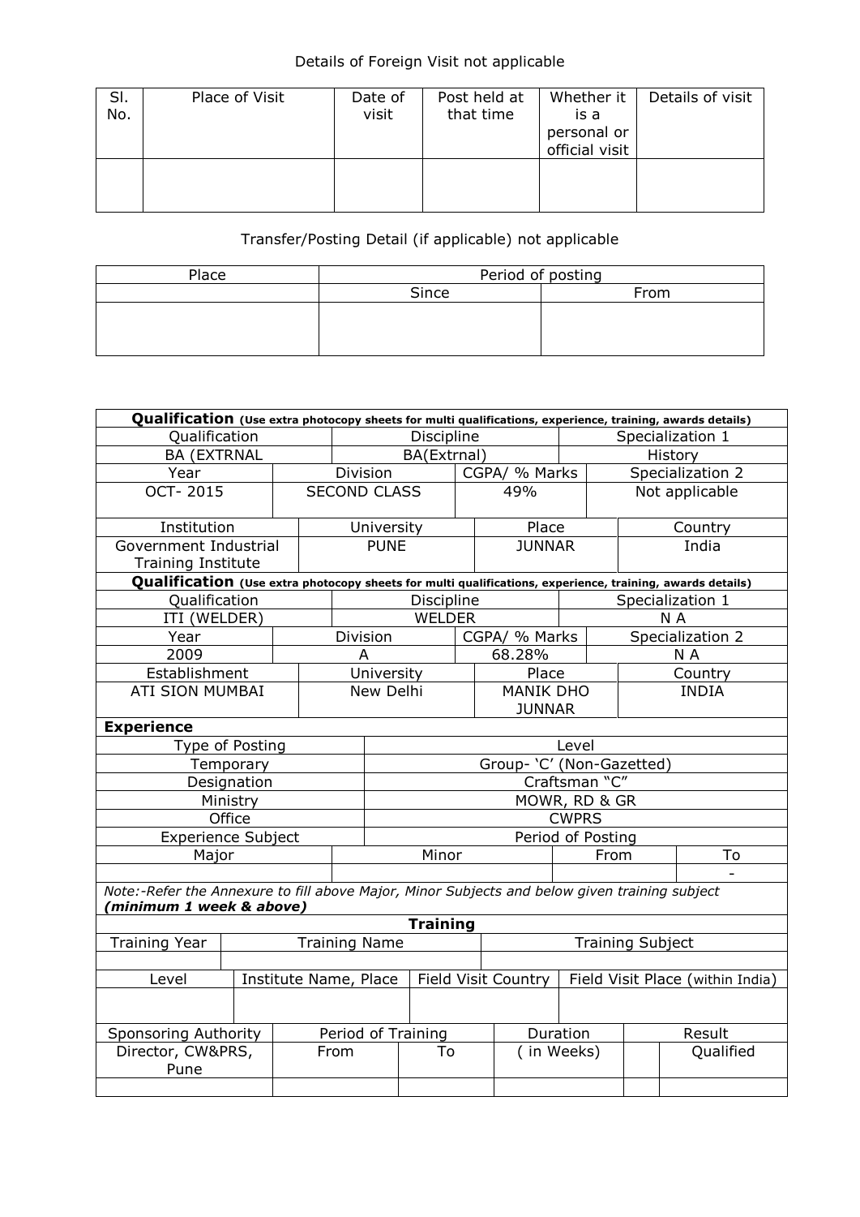Details of Foreign Visit not applicable

| Sl. No. | Place of Visit | Date of visit | Post held at that time | Whether it is a personal or official visit | Details of visit |
|---|---|---|---|---|---|
| | | | | | |

Transfer/Posting Detail (if applicable) not applicable

| Place | Period of posting | |
|---|---|---|
| | Since | From |
| | | |

| **Qualification** (Use extra photocopy sheets for multi qualifications, experience, training, awards details) | | | |
|---|---|---|---|
| Qualification | Discipline | | Specialization 1 |
| BA (EXTRNAL | BA(Extrnal) | | History |
| Year | Division | CGPA/ % Marks | Specialization 2 |
| OCT- 2015 | SECOND CLASS | 49% | Not applicable |
| Institution | University | Place | Country |
| Government Industrial Training Institute | PUNE | JUNNAR | India |

| **Qualification** (Use extra photocopy sheets for multi qualifications, experience, training, awards details) | | | |
|---|---|---|---|
| Qualification | Discipline | | Specialization 1 |
| ITI (WELDER) | WELDER | | N A |
| Year | Division | CGPA/ % Marks | Specialization 2 |
| 2009 | A | 68.28% | N A |
| Establishment | University | Place | Country |
| ATI SION MUMBAI | New Delhi | MANIK DHO JUNNAR | INDIA |

**Experience**

| Type of Posting | Level | | |
|---|---|---|---|
| Temporary | Group- 'C' (Non-Gazetted) | | |
| Designation | Craftsman "C" | | |
| Ministry | MOWR, RD & GR | | |
| Office | CWPRS | | |
| Experience Subject | | Period of Posting | |
| Major | Minor | From | To |
| | | | - |

*Note:-Refer the Annexure to fill above Major, Minor Subjects and below given training subject* ***(minimum 1 week & above)***

**Training**

| Training Year | Training Name | Training Subject |
|---|---|---|
| | | |

| Level | Institute Name, Place | Field Visit Country | Field Visit Place (within India) |
|---|---|---|---|
| | | | |

| Sponsoring Authority | Period of Training | | Duration | | Result |
|---|---|---|---|---|---|
| Director, CW&PRS, Pune | From | To | ( in Weeks) | | Qualified |
| | | | | | |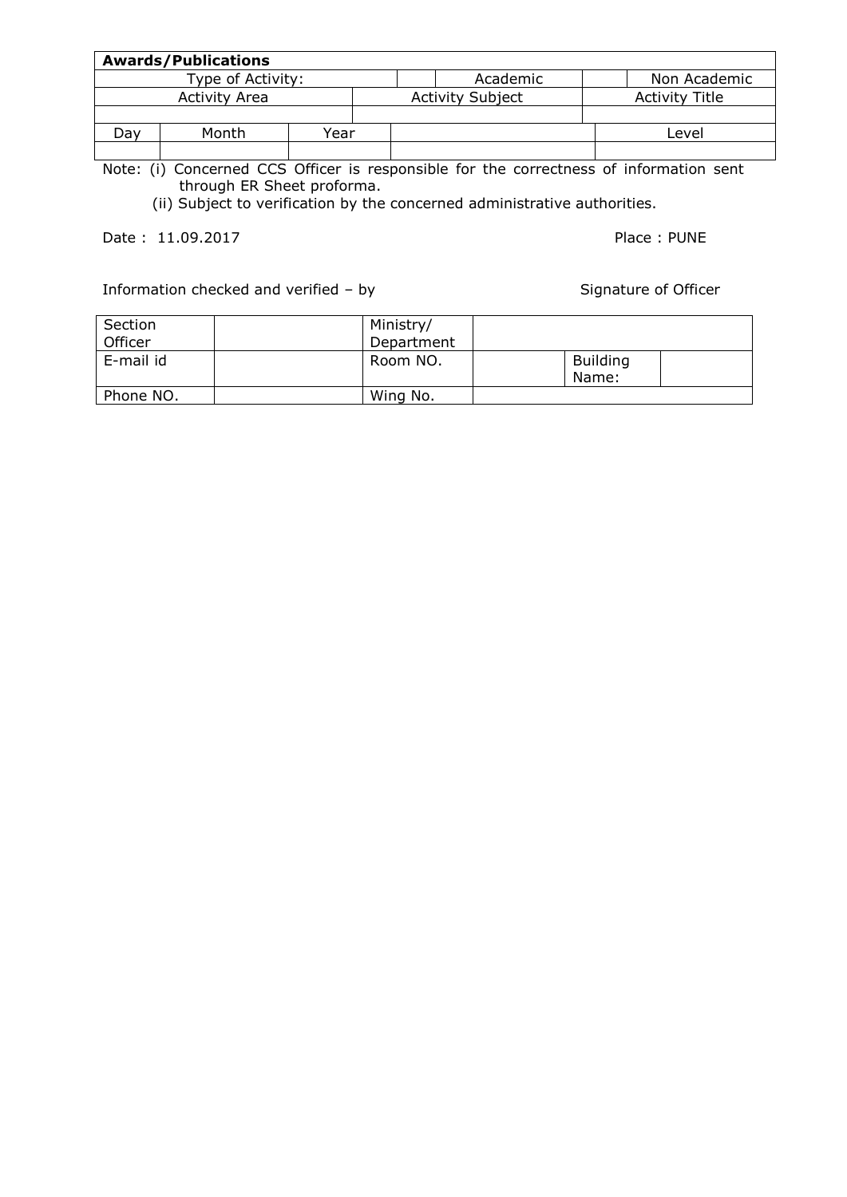| Awards/Publications | | | | | | |
|---|---|---|---|---|---|---|
| Type of Activity: | | | | Academic | | Non Academic |
| Activity Area | | Activity Subject | | | Activity Title | |
| | | | | | | |
| Day | Month | Year | | | Level | |
| | | | | | | |

Note: (i) Concerned CCS Officer is responsible for the correctness of information sent through ER Sheet proforma.

(ii) Subject to verification by the concerned administrative authorities.

Date : 11.09.2017 Place : PUNE

Information checked and verified – by Signature of Officer

| | | | | | |
|---|---|---|---|---|---|
| Section Officer | | Ministry/ Department | | | |
| E-mail id | | Room NO. | | Building Name: | |
| Phone NO. | | Wing No. | | | |